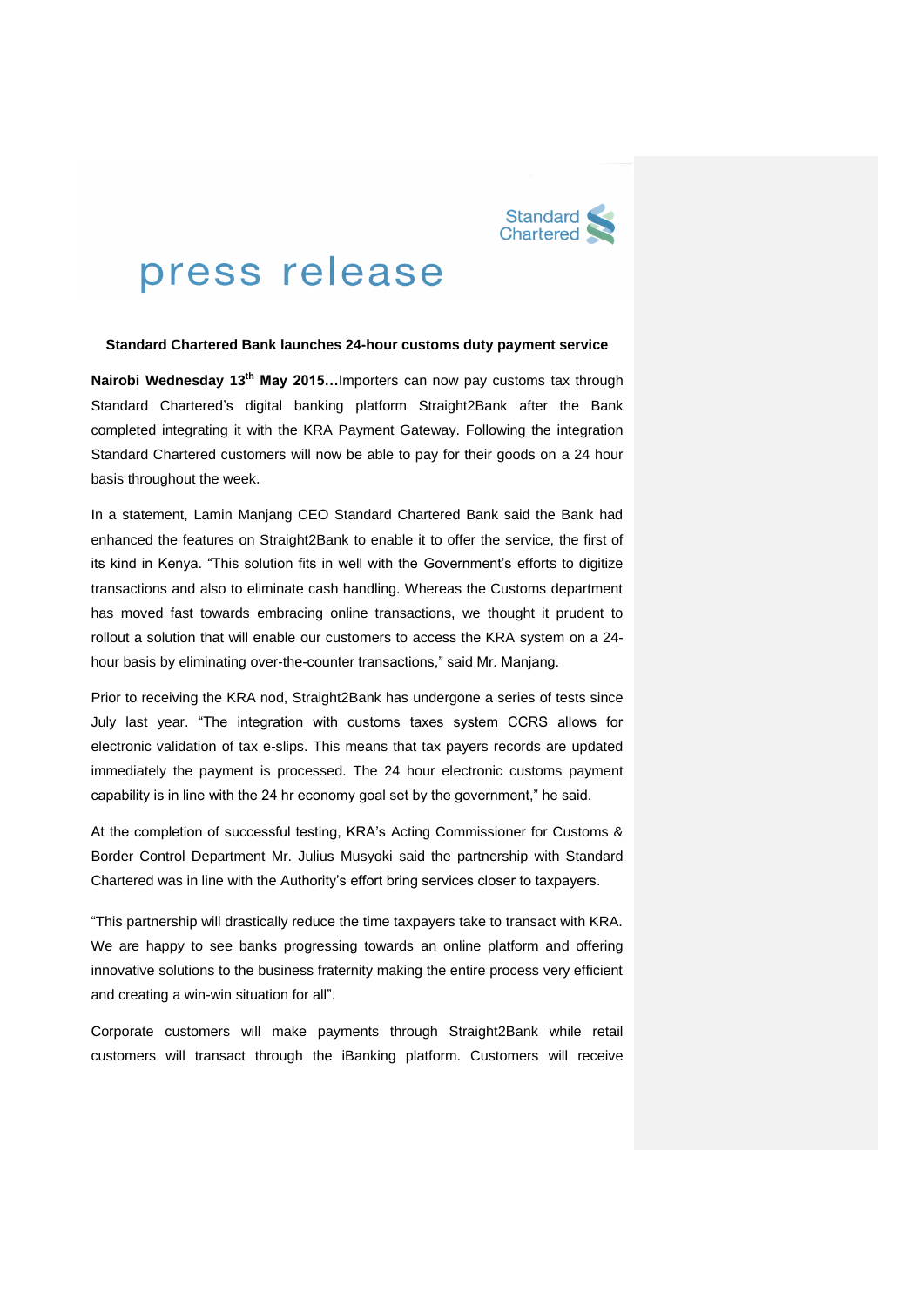Standard Chartered

# press release

**Standard Chartered Bank launches 24-hour customs duty payment service**

**Nairobi Wednesday 13th May 2015…**Importers can now pay customs tax through Standard Chartered's digital banking platform Straight2Bank after the Bank completed integrating it with the KRA Payment Gateway. Following the integration Standard Chartered customers will now be able to pay for their goods on a 24 hour basis throughout the week.

In a statement, Lamin Manjang CEO Standard Chartered Bank said the Bank had enhanced the features on Straight2Bank to enable it to offer the service, the first of its kind in Kenya. "This solution fits in well with the Government's efforts to digitize transactions and also to eliminate cash handling. Whereas the Customs department has moved fast towards embracing online transactions, we thought it prudent to rollout a solution that will enable our customers to access the KRA system on a 24-hour basis by eliminating over-the-counter transactions," said Mr. Manjang.

Prior to receiving the KRA nod, Straight2Bank has undergone a series of tests since July last year. "The integration with customs taxes system CCRS allows for electronic validation of tax e-slips. This means that tax payers records are updated immediately the payment is processed. The 24 hour electronic customs payment capability is in line with the 24 hr economy goal set by the government," he said.

At the completion of successful testing, KRA's Acting Commissioner for Customs & Border Control Department Mr. Julius Musyoki said the partnership with Standard Chartered was in line with the Authority's effort bring services closer to taxpayers.

"This partnership will drastically reduce the time taxpayers take to transact with KRA. We are happy to see banks progressing towards an online platform and offering innovative solutions to the business fraternity making the entire process very efficient and creating a win-win situation for all".

Corporate customers will make payments through Straight2Bank while retail customers will transact through the iBanking platform. Customers will receive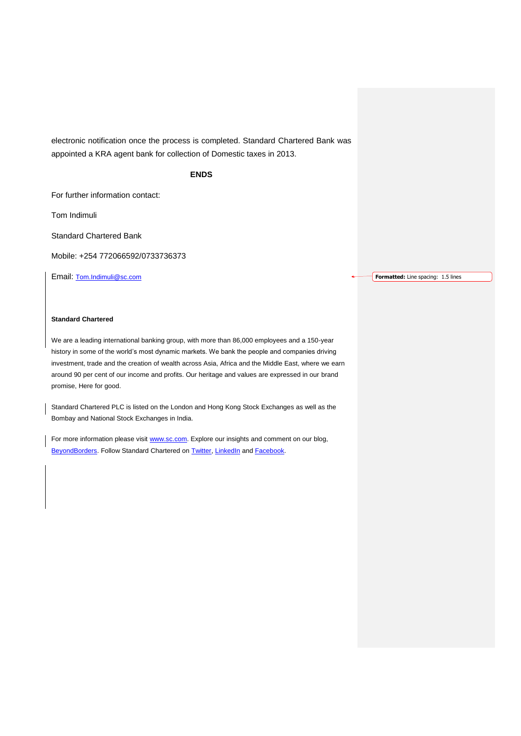electronic notification once the process is completed. Standard Chartered Bank was appointed a KRA agent bank for collection of Domestic taxes in 2013.

**ENDS**

For further information contact:

Tom Indimuli

Standard Chartered Bank

Mobile: +254 772066592/0733736373

Email: Tom.Indimuli@sc.com

**Standard Chartered**

We are a leading international banking group, with more than 86,000 employees and a 150-year history in some of the world's most dynamic markets. We bank the people and companies driving investment, trade and the creation of wealth across Asia, Africa and the Middle East, where we earn around 90 per cent of our income and profits. Our heritage and values are expressed in our brand promise, Here for good.

Standard Chartered PLC is listed on the London and Hong Kong Stock Exchanges as well as the Bombay and National Stock Exchanges in India.

For more information please visit www.sc.com. Explore our insights and comment on our blog, BeyondBorders. Follow Standard Chartered on Twitter, LinkedIn and Facebook.